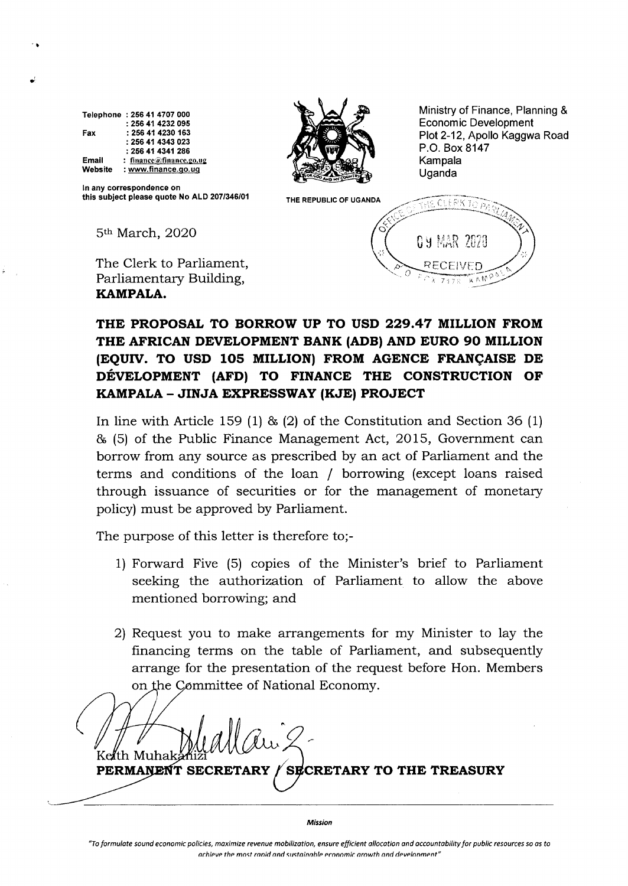Telephone : 256 41 4707 000
: 256 41 4232 095
Fax : 256 41 4230 163
: 256 41 4343 023
: 256 41 4341 286
Email : finance@finance.go.ug
Website : www.finance.go.ug

In any correspondence on this subject please quote No ALD 207/346/01

THE REPUBLIC OF UGANDA

Ministry of Finance, Planning & Economic Development
Plot 2-12, Apollo Kaggwa Road
P.O. Box 8147
Kampala
Uganda

OFFICE OF THE CLERK TO PARLIAMENT
09 MAR 2020
RECEIVED
P.O. BOX 7178, KAMPALA

5th March, 2020

The Clerk to Parliament,
Parliamentary Building,
**KAMPALA.**

## THE PROPOSAL TO BORROW UP TO USD 229.47 MILLION FROM THE AFRICAN DEVELOPMENT BANK (ADB) AND EURO 90 MILLION (EQUIV. TO USD 105 MILLION) FROM AGENCE FRANÇAISE DE DÉVELOPMENT (AFD) TO FINANCE THE CONSTRUCTION OF KAMPALA – JINJA EXPRESSWAY (KJE) PROJECT

In line with Article 159 (1) & (2) of the Constitution and Section 36 (1) & (5) of the Public Finance Management Act, 2015, Government can borrow from any source as prescribed by an act of Parliament and the terms and conditions of the loan / borrowing (except loans raised through issuance of securities or for the management of monetary policy) must be approved by Parliament.

The purpose of this letter is therefore to;-

1) Forward Five (5) copies of the Minister's brief to Parliament seeking the authorization of Parliament to allow the above mentioned borrowing; and

2) Request you to make arrangements for my Minister to lay the financing terms on the table of Parliament, and subsequently arrange for the presentation of the request before Hon. Members on the Committee of National Economy.

Keith Muhakanizi
**PERMANENT SECRETARY / SECRETARY TO THE TREASURY**

*Mission*

*"To formulate sound economic policies, maximize revenue mobilization, ensure efficient allocation and accountability for public resources so as to achieve the most rapid and sustainable economic growth and development"*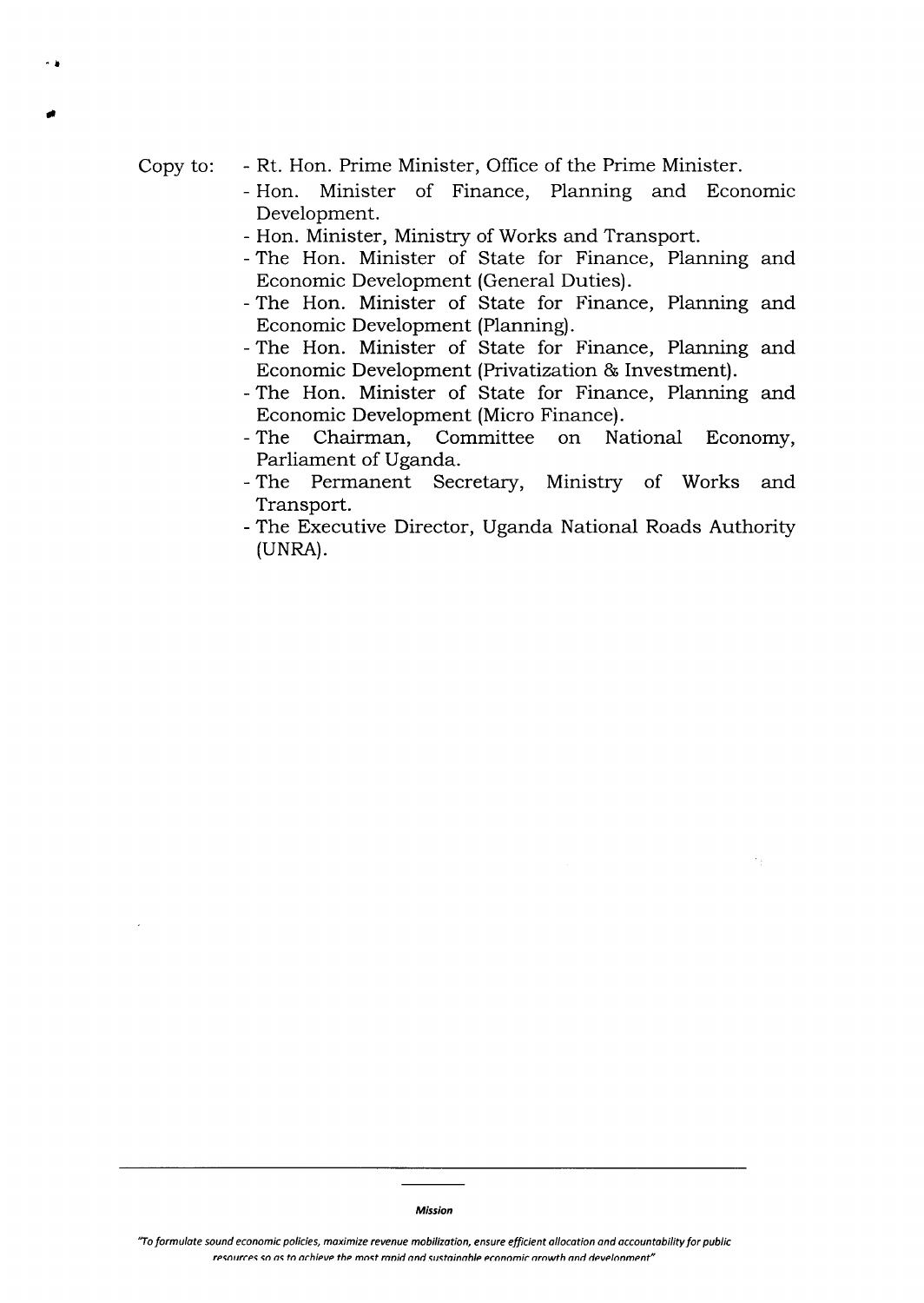Copy to:

- Rt. Hon. Prime Minister, Office of the Prime Minister.
- Hon. Minister of Finance, Planning and Economic Development.
- Hon. Minister, Ministry of Works and Transport.
- The Hon. Minister of State for Finance, Planning and Economic Development (General Duties).
- The Hon. Minister of State for Finance, Planning and Economic Development (Planning).
- The Hon. Minister of State for Finance, Planning and Economic Development (Privatization & Investment).
- The Hon. Minister of State for Finance, Planning and Economic Development (Micro Finance).
- The Chairman, Committee on National Economy, Parliament of Uganda.
- The Permanent Secretary, Ministry of Works and Transport.
- The Executive Director, Uganda National Roads Authority (UNRA).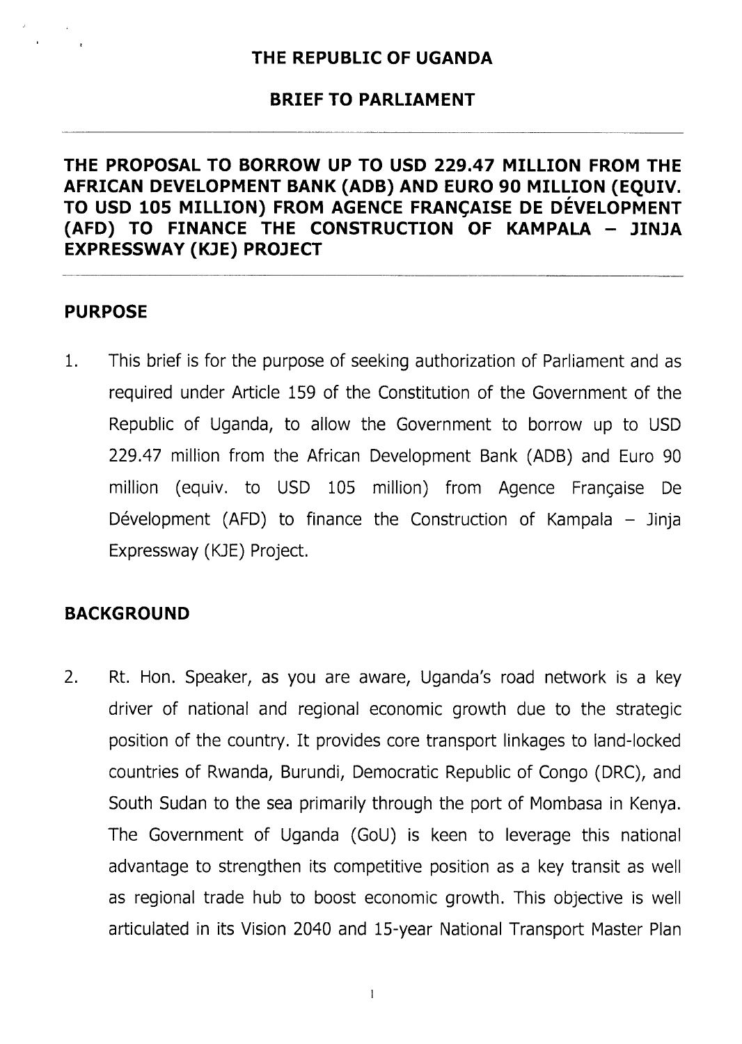# THE REPUBLIC OF UGANDA

## BRIEF TO PARLIAMENT

---

**THE PROPOSAL TO BORROW UP TO USD 229.47 MILLION FROM THE AFRICAN DEVELOPMENT BANK (ADB) AND EURO 90 MILLION (EQUIV. TO USD 105 MILLION) FROM AGENCE FRANÇAISE DE DÉVELOPMENT (AFD) TO FINANCE THE CONSTRUCTION OF KAMPALA – JINJA EXPRESSWAY (KJE) PROJECT**

---

## PURPOSE

1. This brief is for the purpose of seeking authorization of Parliament and as required under Article 159 of the Constitution of the Government of the Republic of Uganda, to allow the Government to borrow up to USD 229.47 million from the African Development Bank (ADB) and Euro 90 million (equiv. to USD 105 million) from Agence Française De Développment (AFD) to finance the Construction of Kampala – Jinja Expressway (KJE) Project.

## BACKGROUND

2. Rt. Hon. Speaker, as you are aware, Uganda's road network is a key driver of national and regional economic growth due to the strategic position of the country. It provides core transport linkages to land-locked countries of Rwanda, Burundi, Democratic Republic of Congo (DRC), and South Sudan to the sea primarily through the port of Mombasa in Kenya. The Government of Uganda (GoU) is keen to leverage this national advantage to strengthen its competitive position as a key transit as well as regional trade hub to boost economic growth. This objective is well articulated in its Vision 2040 and 15-year National Transport Master Plan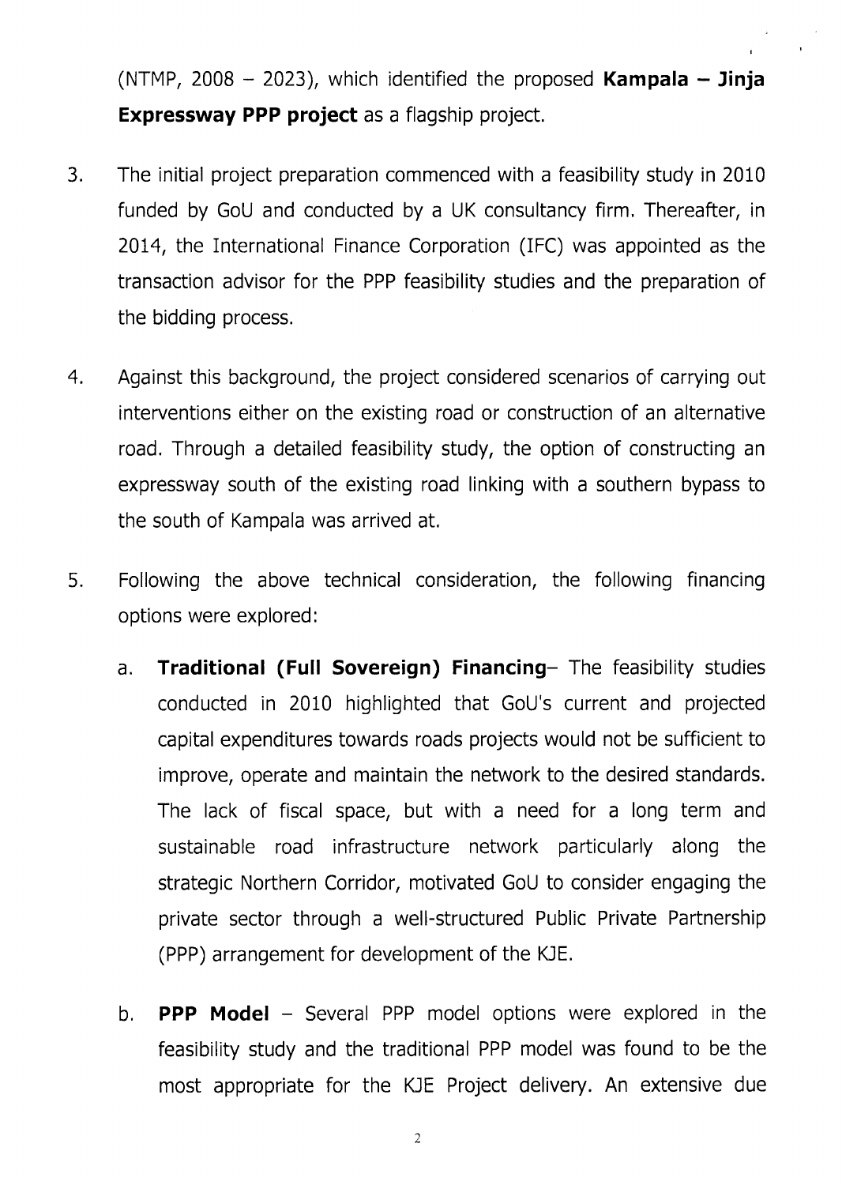(NTMP, 2008 – 2023), which identified the proposed **Kampala – Jinja Expressway PPP project** as a flagship project.

3. The initial project preparation commenced with a feasibility study in 2010 funded by GoU and conducted by a UK consultancy firm. Thereafter, in 2014, the International Finance Corporation (IFC) was appointed as the transaction advisor for the PPP feasibility studies and the preparation of the bidding process.

4. Against this background, the project considered scenarios of carrying out interventions either on the existing road or construction of an alternative road. Through a detailed feasibility study, the option of constructing an expressway south of the existing road linking with a southern bypass to the south of Kampala was arrived at.

5. Following the above technical consideration, the following financing options were explored:

   a. **Traditional (Full Sovereign) Financing**– The feasibility studies conducted in 2010 highlighted that GoU's current and projected capital expenditures towards roads projects would not be sufficient to improve, operate and maintain the network to the desired standards. The lack of fiscal space, but with a need for a long term and sustainable road infrastructure network particularly along the strategic Northern Corridor, motivated GoU to consider engaging the private sector through a well-structured Public Private Partnership (PPP) arrangement for development of the KJE.

   b. **PPP Model** – Several PPP model options were explored in the feasibility study and the traditional PPP model was found to be the most appropriate for the KJE Project delivery. An extensive due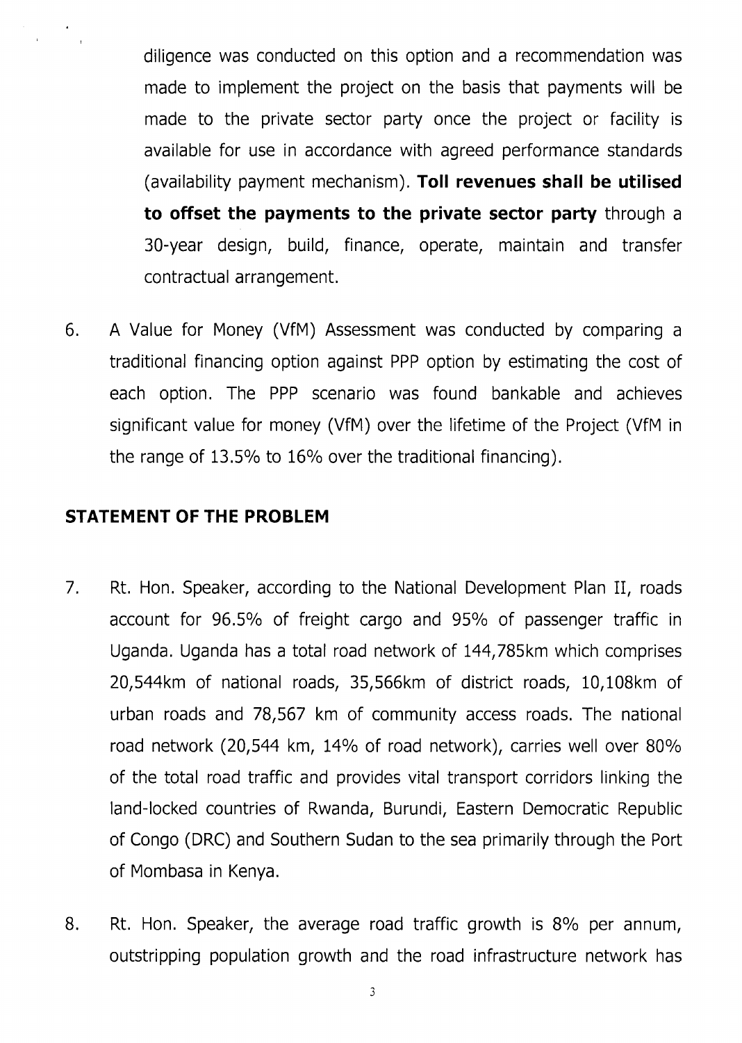diligence was conducted on this option and a recommendation was made to implement the project on the basis that payments will be made to the private sector party once the project or facility is available for use in accordance with agreed performance standards (availability payment mechanism). **Toll revenues shall be utilised to offset the payments to the private sector party** through a 30-year design, build, finance, operate, maintain and transfer contractual arrangement.

6. A Value for Money (VfM) Assessment was conducted by comparing a traditional financing option against PPP option by estimating the cost of each option. The PPP scenario was found bankable and achieves significant value for money (VfM) over the lifetime of the Project (VfM in the range of 13.5% to 16% over the traditional financing).

## STATEMENT OF THE PROBLEM

7. Rt. Hon. Speaker, according to the National Development Plan II, roads account for 96.5% of freight cargo and 95% of passenger traffic in Uganda. Uganda has a total road network of 144,785km which comprises 20,544km of national roads, 35,566km of district roads, 10,108km of urban roads and 78,567 km of community access roads. The national road network (20,544 km, 14% of road network), carries well over 80% of the total road traffic and provides vital transport corridors linking the land-locked countries of Rwanda, Burundi, Eastern Democratic Republic of Congo (DRC) and Southern Sudan to the sea primarily through the Port of Mombasa in Kenya.

8. Rt. Hon. Speaker, the average road traffic growth is 8% per annum, outstripping population growth and the road infrastructure network has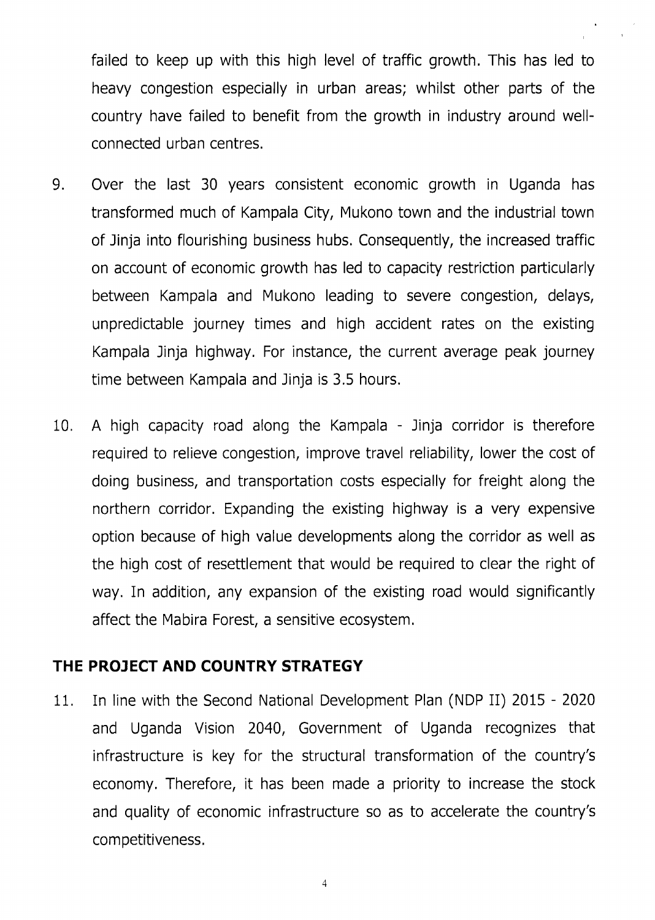failed to keep up with this high level of traffic growth. This has led to heavy congestion especially in urban areas; whilst other parts of the country have failed to benefit from the growth in industry around well-connected urban centres.

9. Over the last 30 years consistent economic growth in Uganda has transformed much of Kampala City, Mukono town and the industrial town of Jinja into flourishing business hubs. Consequently, the increased traffic on account of economic growth has led to capacity restriction particularly between Kampala and Mukono leading to severe congestion, delays, unpredictable journey times and high accident rates on the existing Kampala Jinja highway. For instance, the current average peak journey time between Kampala and Jinja is 3.5 hours.

10. A high capacity road along the Kampala - Jinja corridor is therefore required to relieve congestion, improve travel reliability, lower the cost of doing business, and transportation costs especially for freight along the northern corridor. Expanding the existing highway is a very expensive option because of high value developments along the corridor as well as the high cost of resettlement that would be required to clear the right of way. In addition, any expansion of the existing road would significantly affect the Mabira Forest, a sensitive ecosystem.

## THE PROJECT AND COUNTRY STRATEGY

11. In line with the Second National Development Plan (NDP II) 2015 - 2020 and Uganda Vision 2040, Government of Uganda recognizes that infrastructure is key for the structural transformation of the country's economy. Therefore, it has been made a priority to increase the stock and quality of economic infrastructure so as to accelerate the country's competitiveness.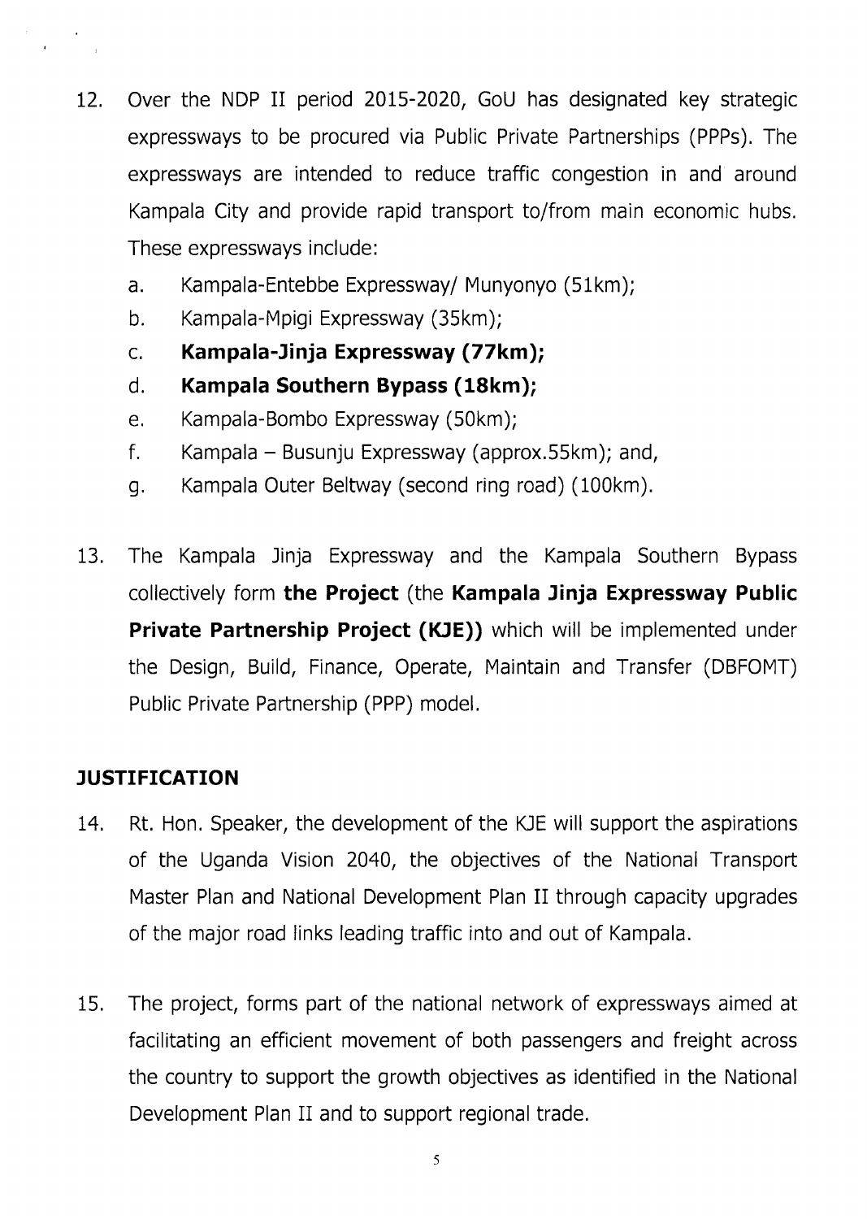12. Over the NDP II period 2015-2020, GoU has designated key strategic expressways to be procured via Public Private Partnerships (PPPs). The expressways are intended to reduce traffic congestion in and around Kampala City and provide rapid transport to/from main economic hubs. These expressways include:

    a. Kampala-Entebbe Expressway/ Munyonyo (51km);
    b. Kampala-Mpigi Expressway (35km);
    c. **Kampala-Jinja Expressway (77km);**
    d. **Kampala Southern Bypass (18km);**
    e. Kampala-Bombo Expressway (50km);
    f. Kampala – Busunju Expressway (approx.55km); and,
    g. Kampala Outer Beltway (second ring road) (100km).

13. The Kampala Jinja Expressway and the Kampala Southern Bypass collectively form **the Project** (the **Kampala Jinja Expressway Public Private Partnership Project (KJE))** which will be implemented under the Design, Build, Finance, Operate, Maintain and Transfer (DBFOMT) Public Private Partnership (PPP) model.

## JUSTIFICATION

14. Rt. Hon. Speaker, the development of the KJE will support the aspirations of the Uganda Vision 2040, the objectives of the National Transport Master Plan and National Development Plan II through capacity upgrades of the major road links leading traffic into and out of Kampala.

15. The project, forms part of the national network of expressways aimed at facilitating an efficient movement of both passengers and freight across the country to support the growth objectives as identified in the National Development Plan II and to support regional trade.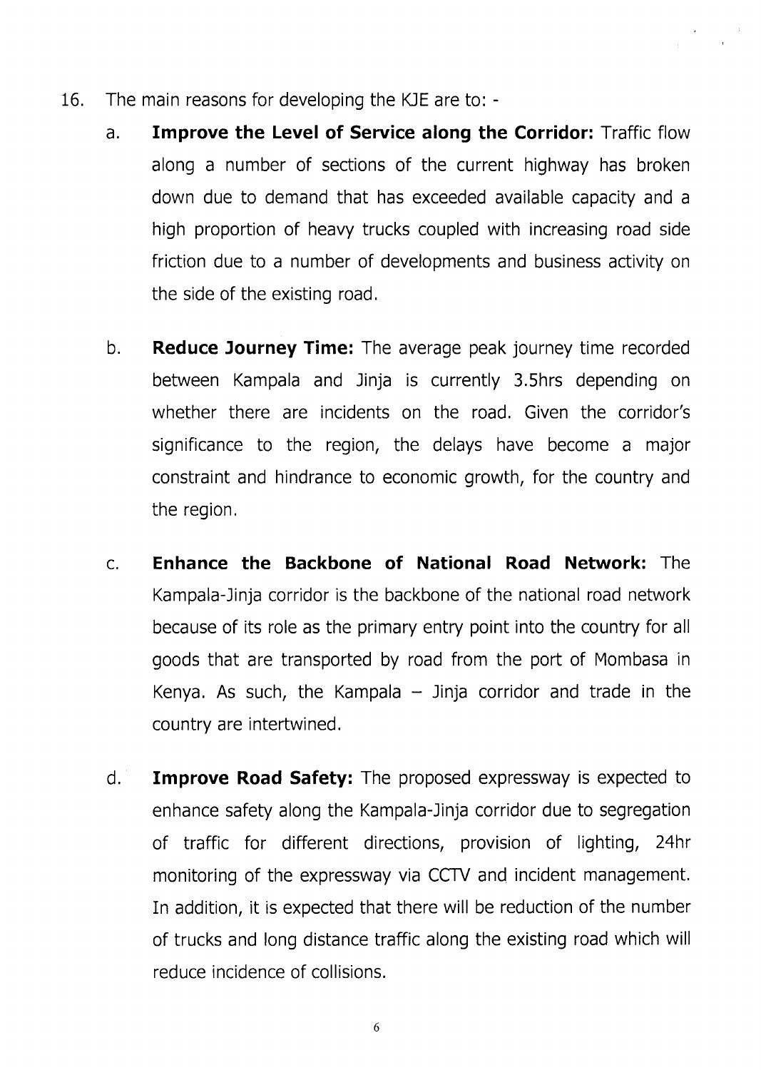16. The main reasons for developing the KJE are to: -

    a. **Improve the Level of Service along the Corridor:** Traffic flow along a number of sections of the current highway has broken down due to demand that has exceeded available capacity and a high proportion of heavy trucks coupled with increasing road side friction due to a number of developments and business activity on the side of the existing road.

    b. **Reduce Journey Time:** The average peak journey time recorded between Kampala and Jinja is currently 3.5hrs depending on whether there are incidents on the road. Given the corridor's significance to the region, the delays have become a major constraint and hindrance to economic growth, for the country and the region.

    c. **Enhance the Backbone of National Road Network:** The Kampala-Jinja corridor is the backbone of the national road network because of its role as the primary entry point into the country for all goods that are transported by road from the port of Mombasa in Kenya. As such, the Kampala – Jinja corridor and trade in the country are intertwined.

    d. **Improve Road Safety:** The proposed expressway is expected to enhance safety along the Kampala-Jinja corridor due to segregation of traffic for different directions, provision of lighting, 24hr monitoring of the expressway via CCTV and incident management. In addition, it is expected that there will be reduction of the number of trucks and long distance traffic along the existing road which will reduce incidence of collisions.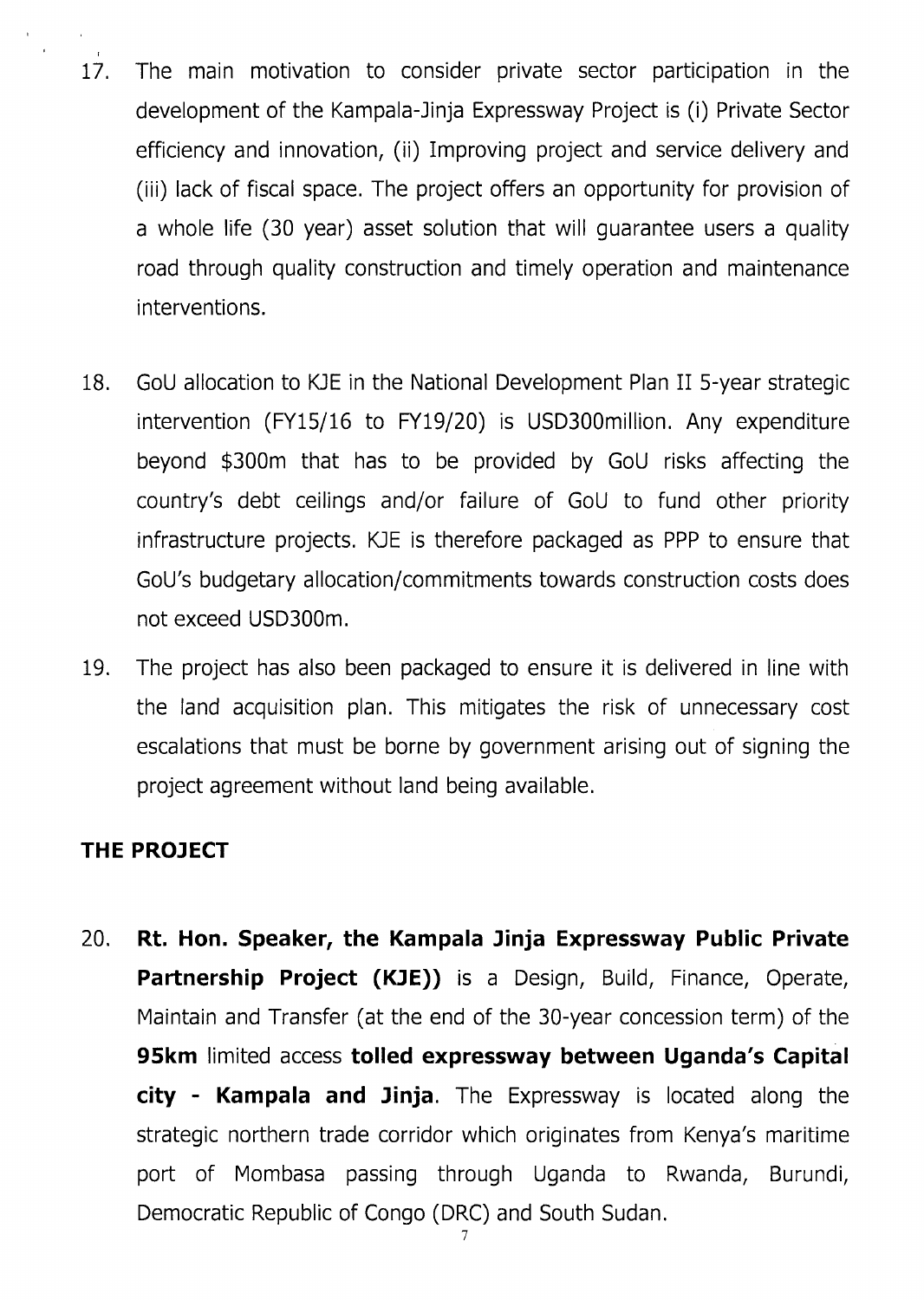17. The main motivation to consider private sector participation in the development of the Kampala-Jinja Expressway Project is (i) Private Sector efficiency and innovation, (ii) Improving project and service delivery and (iii) lack of fiscal space. The project offers an opportunity for provision of a whole life (30 year) asset solution that will guarantee users a quality road through quality construction and timely operation and maintenance interventions.

18. GoU allocation to KJE in the National Development Plan II 5-year strategic intervention (FY15/16 to FY19/20) is USD300million. Any expenditure beyond $300m that has to be provided by GoU risks affecting the country's debt ceilings and/or failure of GoU to fund other priority infrastructure projects. KJE is therefore packaged as PPP to ensure that GoU's budgetary allocation/commitments towards construction costs does not exceed USD300m.

19. The project has also been packaged to ensure it is delivered in line with the land acquisition plan. This mitigates the risk of unnecessary cost escalations that must be borne by government arising out of signing the project agreement without land being available.

## THE PROJECT

20. **Rt. Hon. Speaker, the Kampala Jinja Expressway Public Private Partnership Project (KJE))** is a Design, Build, Finance, Operate, Maintain and Transfer (at the end of the 30-year concession term) of the **95km** limited access **tolled expressway between Uganda's Capital city - Kampala and Jinja**. The Expressway is located along the strategic northern trade corridor which originates from Kenya's maritime port of Mombasa passing through Uganda to Rwanda, Burundi, Democratic Republic of Congo (DRC) and South Sudan.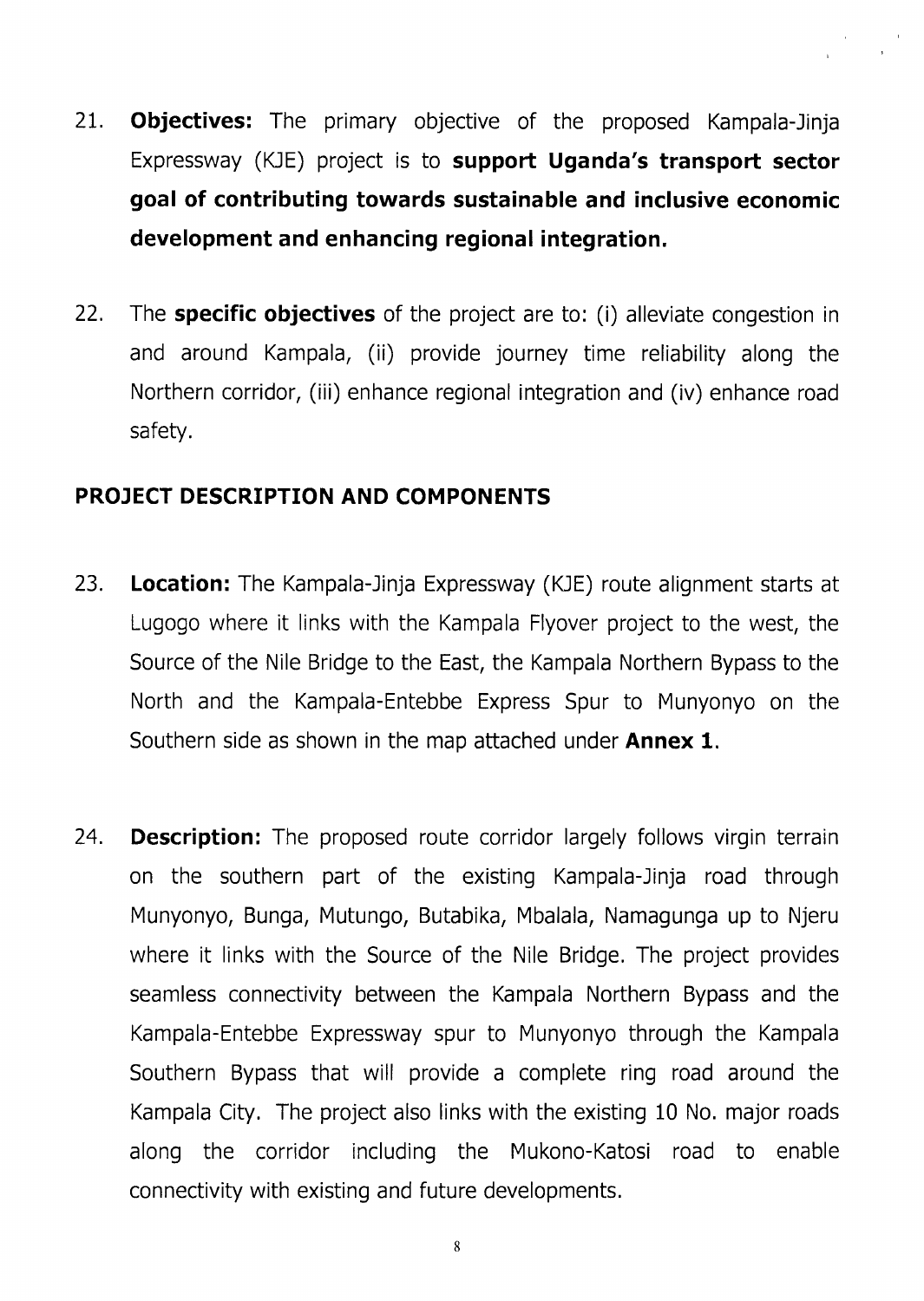21. **Objectives:** The primary objective of the proposed Kampala-Jinja Expressway (KJE) project is to **support Uganda's transport sector goal of contributing towards sustainable and inclusive economic development and enhancing regional integration.**

22. The **specific objectives** of the project are to: (i) alleviate congestion in and around Kampala, (ii) provide journey time reliability along the Northern corridor, (iii) enhance regional integration and (iv) enhance road safety.

## PROJECT DESCRIPTION AND COMPONENTS

23. **Location:** The Kampala-Jinja Expressway (KJE) route alignment starts at Lugogo where it links with the Kampala Flyover project to the west, the Source of the Nile Bridge to the East, the Kampala Northern Bypass to the North and the Kampala-Entebbe Express Spur to Munyonyo on the Southern side as shown in the map attached under **Annex 1**.

24. **Description:** The proposed route corridor largely follows virgin terrain on the southern part of the existing Kampala-Jinja road through Munyonyo, Bunga, Mutungo, Butabika, Mbalala, Namagunga up to Njeru where it links with the Source of the Nile Bridge. The project provides seamless connectivity between the Kampala Northern Bypass and the Kampala-Entebbe Expressway spur to Munyonyo through the Kampala Southern Bypass that will provide a complete ring road around the Kampala City. The project also links with the existing 10 No. major roads along the corridor including the Mukono-Katosi road to enable connectivity with existing and future developments.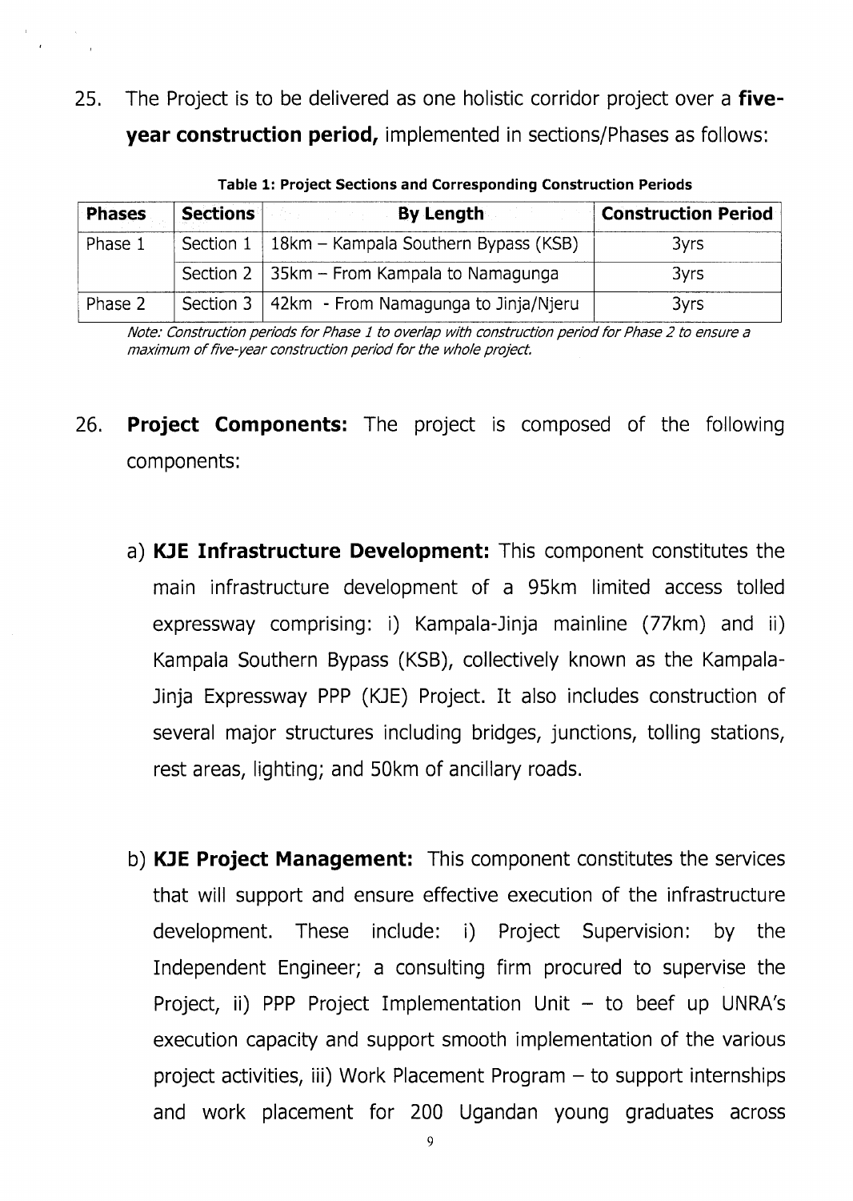25. The Project is to be delivered as one holistic corridor project over a **five-year construction period,** implemented in sections/Phases as follows:

**Table 1: Project Sections and Corresponding Construction Periods**

| Phases | Sections | By Length | Construction Period |
|---|---|---|---|
| Phase 1 | Section 1 | 18km – Kampala Southern Bypass (KSB) | 3yrs |
| | Section 2 | 35km – From Kampala to Namagunga | 3yrs |
| Phase 2 | Section 3 | 42km - From Namagunga to Jinja/Njeru | 3yrs |

*Note: Construction periods for Phase 1 to overlap with construction period for Phase 2 to ensure a maximum of five-year construction period for the whole project.*

26. **Project Components:** The project is composed of the following components:

    a) **KJE Infrastructure Development:** This component constitutes the main infrastructure development of a 95km limited access tolled expressway comprising: i) Kampala-Jinja mainline (77km) and ii) Kampala Southern Bypass (KSB), collectively known as the Kampala-Jinja Expressway PPP (KJE) Project. It also includes construction of several major structures including bridges, junctions, tolling stations, rest areas, lighting; and 50km of ancillary roads.

    b) **KJE Project Management:** This component constitutes the services that will support and ensure effective execution of the infrastructure development. These include: i) Project Supervision: by the Independent Engineer; a consulting firm procured to supervise the Project, ii) PPP Project Implementation Unit – to beef up UNRA's execution capacity and support smooth implementation of the various project activities, iii) Work Placement Program – to support internships and work placement for 200 Ugandan young graduates across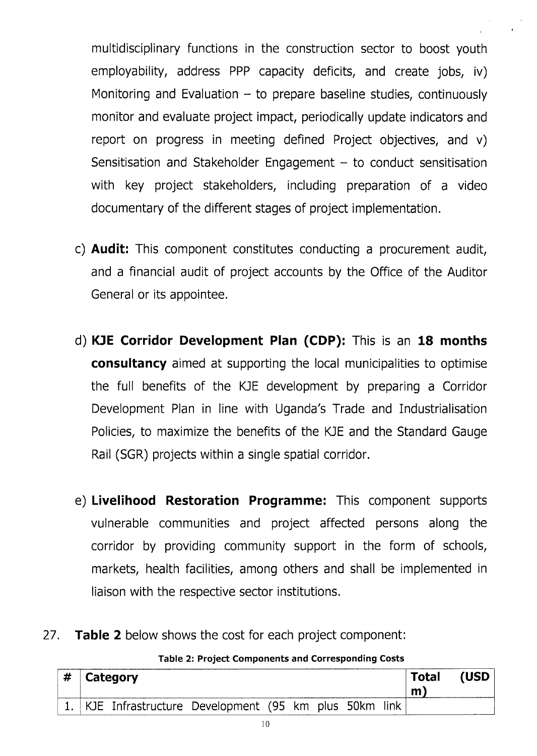multidisciplinary functions in the construction sector to boost youth employability, address PPP capacity deficits, and create jobs, iv) Monitoring and Evaluation – to prepare baseline studies, continuously monitor and evaluate project impact, periodically update indicators and report on progress in meeting defined Project objectives, and v) Sensitisation and Stakeholder Engagement – to conduct sensitisation with key project stakeholders, including preparation of a video documentary of the different stages of project implementation.

c) **Audit:** This component constitutes conducting a procurement audit, and a financial audit of project accounts by the Office of the Auditor General or its appointee.

d) **KJE Corridor Development Plan (CDP):** This is an **18 months consultancy** aimed at supporting the local municipalities to optimise the full benefits of the KJE development by preparing a Corridor Development Plan in line with Uganda's Trade and Industrialisation Policies, to maximize the benefits of the KJE and the Standard Gauge Rail (SGR) projects within a single spatial corridor.

e) **Livelihood Restoration Programme:** This component supports vulnerable communities and project affected persons along the corridor by providing community support in the form of schools, markets, health facilities, among others and shall be implemented in liaison with the respective sector institutions.

27. **Table 2** below shows the cost for each project component:

**Table 2: Project Components and Corresponding Costs**

| # | Category | Total (USD m) |
|---|---|---|
| 1. | KJE Infrastructure Development (95 km plus 50km link | |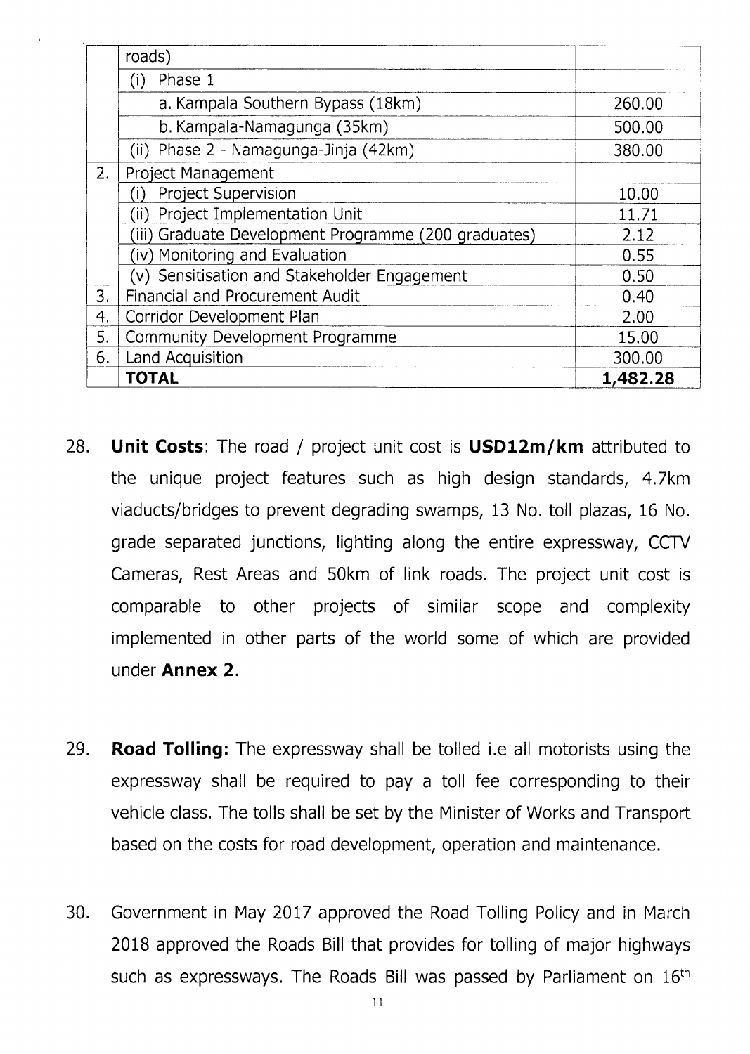| | | |
|---|---|---|
| | roads) | |
| | (i) Phase 1 | |
| | a. Kampala Southern Bypass (18km) | 260.00 |
| | b. Kampala-Namagunga (35km) | 500.00 |
| | (ii) Phase 2 - Namagunga-Jinja (42km) | 380.00 |
| 2. | Project Management | |
| | (i) Project Supervision | 10.00 |
| | (ii) Project Implementation Unit | 11.71 |
| | (iii) Graduate Development Programme (200 graduates) | 2.12 |
| | (iv) Monitoring and Evaluation | 0.55 |
| | (v) Sensitisation and Stakeholder Engagement | 0.50 |
| 3. | Financial and Procurement Audit | 0.40 |
| 4. | Corridor Development Plan | 2.00 |
| 5. | Community Development Programme | 15.00 |
| 6. | Land Acquisition | 300.00 |
| | **TOTAL** | **1,482.28** |

28. **Unit Costs**: The road / project unit cost is **USD12m/km** attributed to the unique project features such as high design standards, 4.7km viaducts/bridges to prevent degrading swamps, 13 No. toll plazas, 16 No. grade separated junctions, lighting along the entire expressway, CCTV Cameras, Rest Areas and 50km of link roads. The project unit cost is comparable to other projects of similar scope and complexity implemented in other parts of the world some of which are provided under **Annex 2**.

29. **Road Tolling:** The expressway shall be tolled i.e all motorists using the expressway shall be required to pay a toll fee corresponding to their vehicle class. The tolls shall be set by the Minister of Works and Transport based on the costs for road development, operation and maintenance.

30. Government in May 2017 approved the Road Tolling Policy and in March 2018 approved the Roads Bill that provides for tolling of major highways such as expressways. The Roads Bill was passed by Parliament on 16th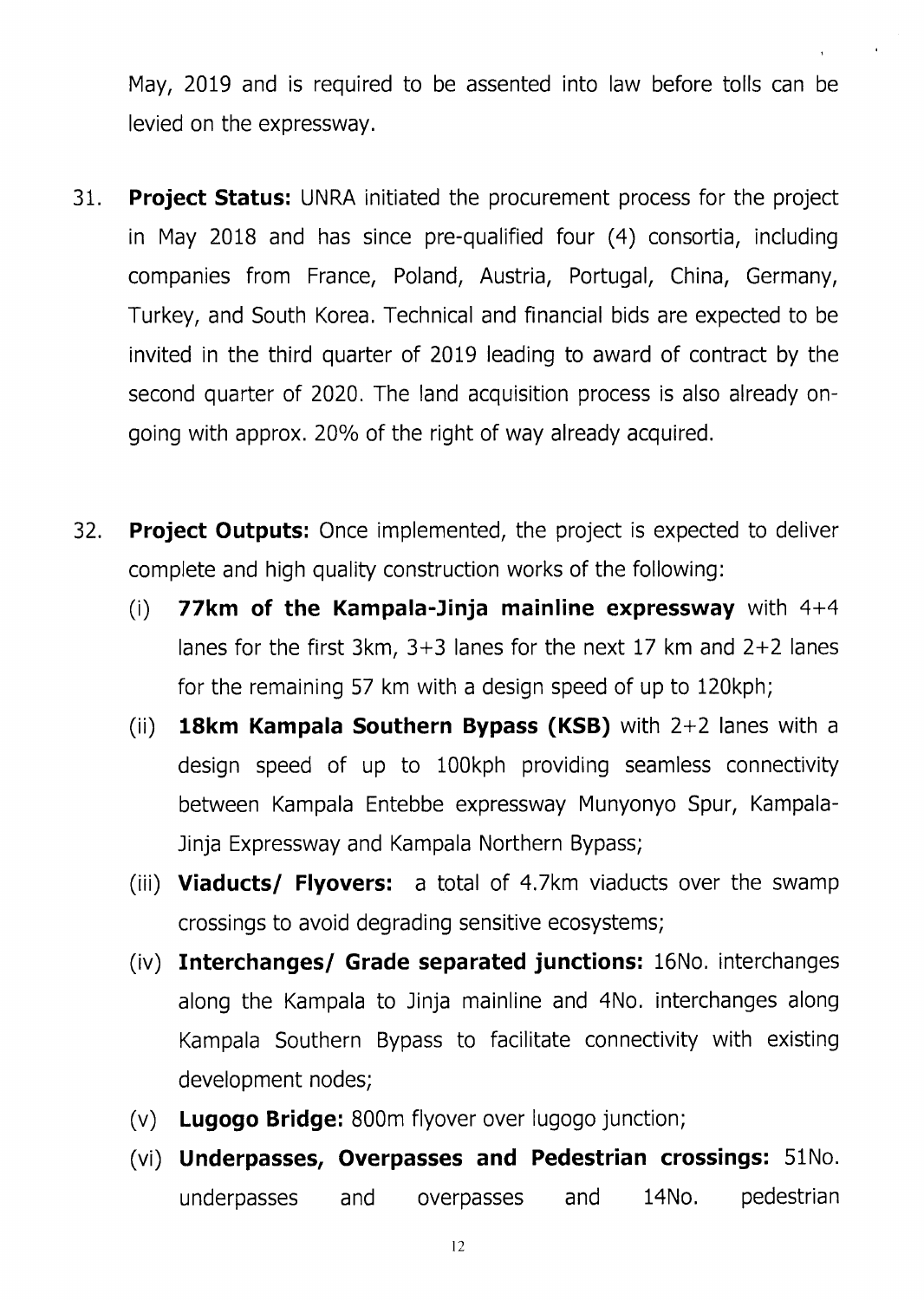May, 2019 and is required to be assented into law before tolls can be levied on the expressway.

31. **Project Status:** UNRA initiated the procurement process for the project in May 2018 and has since pre-qualified four (4) consortia, including companies from France, Poland, Austria, Portugal, China, Germany, Turkey, and South Korea. Technical and financial bids are expected to be invited in the third quarter of 2019 leading to award of contract by the second quarter of 2020. The land acquisition process is also already on-going with approx. 20% of the right of way already acquired.

32. **Project Outputs:** Once implemented, the project is expected to deliver complete and high quality construction works of the following:
    (i) **77km of the Kampala-Jinja mainline expressway** with 4+4 lanes for the first 3km, 3+3 lanes for the next 17 km and 2+2 lanes for the remaining 57 km with a design speed of up to 120kph;
    (ii) **18km Kampala Southern Bypass (KSB)** with 2+2 lanes with a design speed of up to 100kph providing seamless connectivity between Kampala Entebbe expressway Munyonyo Spur, Kampala-Jinja Expressway and Kampala Northern Bypass;
    (iii) **Viaducts/ Flyovers:** a total of 4.7km viaducts over the swamp crossings to avoid degrading sensitive ecosystems;
    (iv) **Interchanges/ Grade separated junctions:** 16No. interchanges along the Kampala to Jinja mainline and 4No. interchanges along Kampala Southern Bypass to facilitate connectivity with existing development nodes;
    (v) **Lugogo Bridge:** 800m flyover over lugogo junction;
    (vi) **Underpasses, Overpasses and Pedestrian crossings:** 51No. underpasses and overpasses and 14No. pedestrian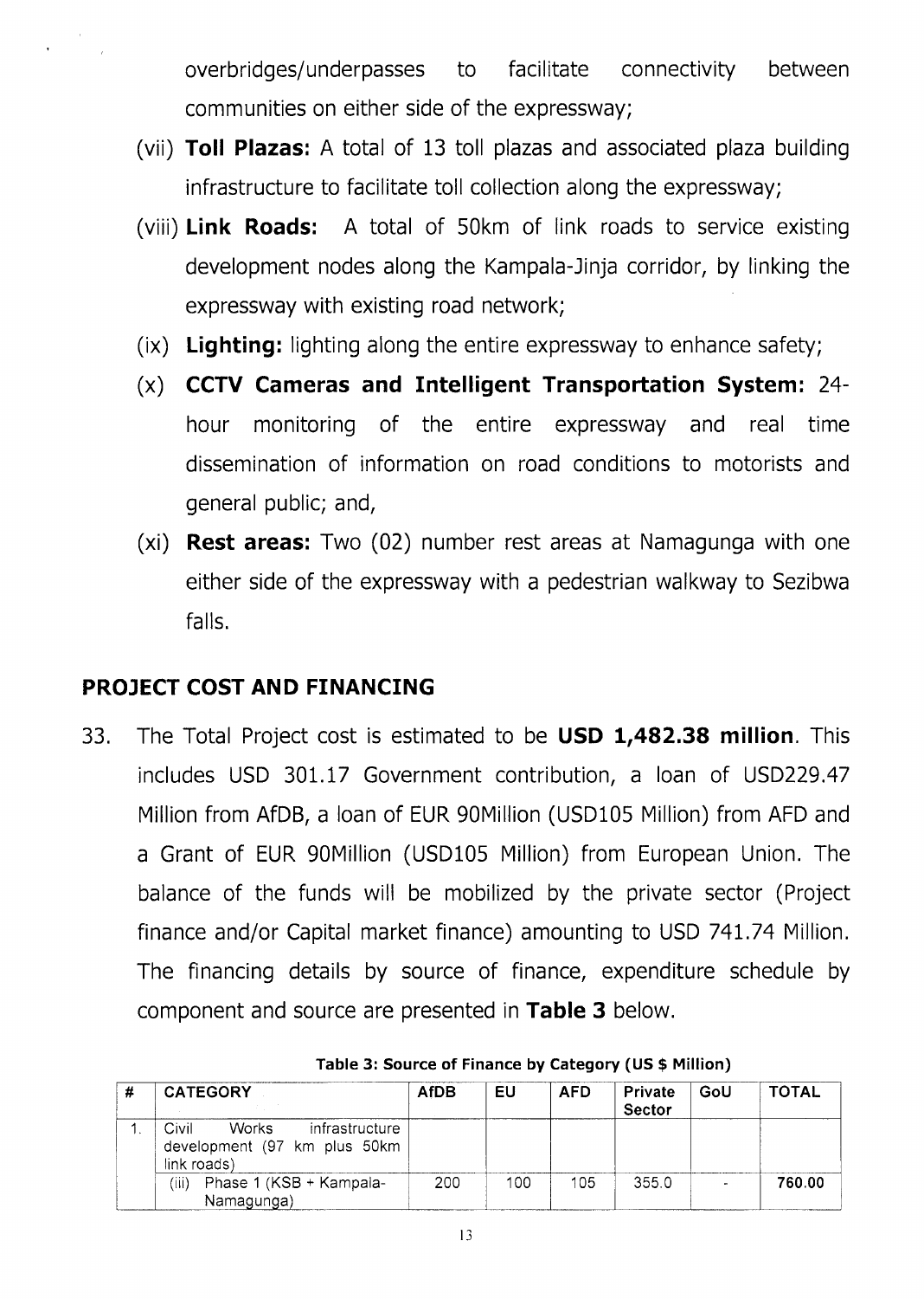overbridges/underpasses to facilitate connectivity between communities on either side of the expressway;

(vii) **Toll Plazas:** A total of 13 toll plazas and associated plaza building infrastructure to facilitate toll collection along the expressway;

(viii) **Link Roads:** A total of 50km of link roads to service existing development nodes along the Kampala-Jinja corridor, by linking the expressway with existing road network;

(ix) **Lighting:** lighting along the entire expressway to enhance safety;

(x) **CCTV Cameras and Intelligent Transportation System:** 24-hour monitoring of the entire expressway and real time dissemination of information on road conditions to motorists and general public; and,

(xi) **Rest areas:** Two (02) number rest areas at Namagunga with one either side of the expressway with a pedestrian walkway to Sezibwa falls.

## PROJECT COST AND FINANCING

33. The Total Project cost is estimated to be **USD 1,482.38 million**. This includes USD 301.17 Government contribution, a loan of USD229.47 Million from AfDB, a loan of EUR 90Million (USD105 Million) from AFD and a Grant of EUR 90Million (USD105 Million) from European Union. The balance of the funds will be mobilized by the private sector (Project finance and/or Capital market finance) amounting to USD 741.74 Million. The financing details by source of finance, expenditure schedule by component and source are presented in **Table 3** below.

**Table 3: Source of Finance by Category (US $ Million)**

| # | CATEGORY | AfDB | EU | AFD | Private Sector | GoU | TOTAL |
|---|---|---|---|---|---|---|---|
| 1. | Civil Works infrastructure development (97 km plus 50km link roads) | | | | | | |
| | (iii) Phase 1 (KSB + Kampala-Namagunga) | 200 | 100 | 105 | 355.0 | - | **760.00** |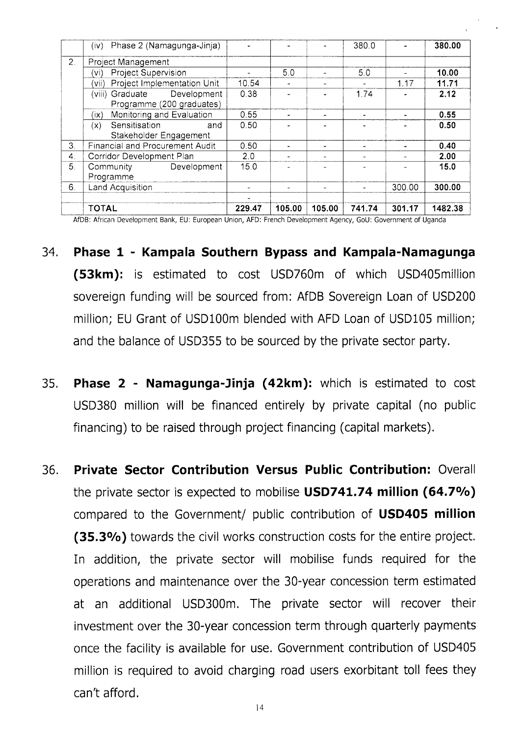| | | | | | | | |
|---|---|---|---|---|---|---|---|
| | (iv) Phase 2 (Namagunga-Jinja) | - | - | - | 380.0 | - | **380.00** |
| 2. | Project Management | | | | | | |
| | (vi) Project Supervision | - | 5.0 | - | 5.0 | - | **10.00** |
| | (vii) Project Implementation Unit | 10.54 | - | - | - | 1.17 | **11.71** |
| | (viii) Graduate Development Programme (200 graduates) | 0.38 | - | - | 1.74 | - | **2.12** |
| | (ix) Monitoring and Evaluation | 0.55 | - | - | - | - | **0.55** |
| | (x) Sensitisation and Stakeholder Engagement | 0.50 | - | - | - | - | **0.50** |
| 3. | Financial and Procurement Audit | 0.50 | - | - | - | - | **0.40** |
| 4. | Corridor Development Plan | 2.0 | - | - | - | - | **2.00** |
| 5. | Community Development Programme | 15.0 | - | - | - | - | **15.0** |
| 6. | Land Acquisition | - | - | - | - | 300.00 | **300.00** |
| | | - | | | | | |
| | **TOTAL** | **229.47** | **105.00** | **105.00** | **741.74** | **301.17** | **1482.38** |

AfDB: African Development Bank, EU: European Union, AFD: French Development Agency, GoU: Government of Uganda

34. **Phase 1 - Kampala Southern Bypass and Kampala-Namagunga (53km):** is estimated to cost USD760m of which USD405million sovereign funding will be sourced from: AfDB Sovereign Loan of USD200 million; EU Grant of USD100m blended with AFD Loan of USD105 million; and the balance of USD355 to be sourced by the private sector party.

35. **Phase 2 - Namagunga-Jinja (42km):** which is estimated to cost USD380 million will be financed entirely by private capital (no public financing) to be raised through project financing (capital markets).

36. **Private Sector Contribution Versus Public Contribution:** Overall the private sector is expected to mobilise **USD741.74 million (64.7%)** compared to the Government/ public contribution of **USD405 million (35.3%)** towards the civil works construction costs for the entire project. In addition, the private sector will mobilise funds required for the operations and maintenance over the 30-year concession term estimated at an additional USD300m. The private sector will recover their investment over the 30-year concession term through quarterly payments once the facility is available for use. Government contribution of USD405 million is required to avoid charging road users exorbitant toll fees they can't afford.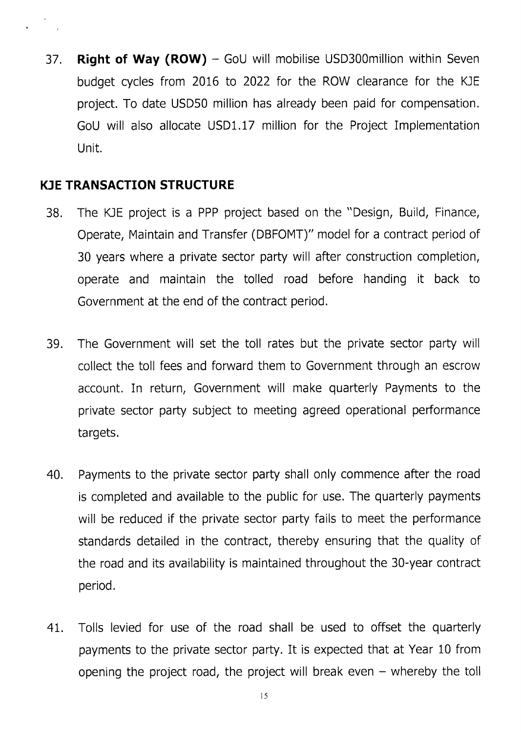37. **Right of Way (ROW)** – GoU will mobilise USD300million within Seven budget cycles from 2016 to 2022 for the ROW clearance for the KJE project. To date USD50 million has already been paid for compensation. GoU will also allocate USD1.17 million for the Project Implementation Unit.

## KJE TRANSACTION STRUCTURE

38. The KJE project is a PPP project based on the "Design, Build, Finance, Operate, Maintain and Transfer (DBFOMT)" model for a contract period of 30 years where a private sector party will after construction completion, operate and maintain the tolled road before handing it back to Government at the end of the contract period.

39. The Government will set the toll rates but the private sector party will collect the toll fees and forward them to Government through an escrow account. In return, Government will make quarterly Payments to the private sector party subject to meeting agreed operational performance targets.

40. Payments to the private sector party shall only commence after the road is completed and available to the public for use. The quarterly payments will be reduced if the private sector party fails to meet the performance standards detailed in the contract, thereby ensuring that the quality of the road and its availability is maintained throughout the 30-year contract period.

41. Tolls levied for use of the road shall be used to offset the quarterly payments to the private sector party. It is expected that at Year 10 from opening the project road, the project will break even – whereby the toll